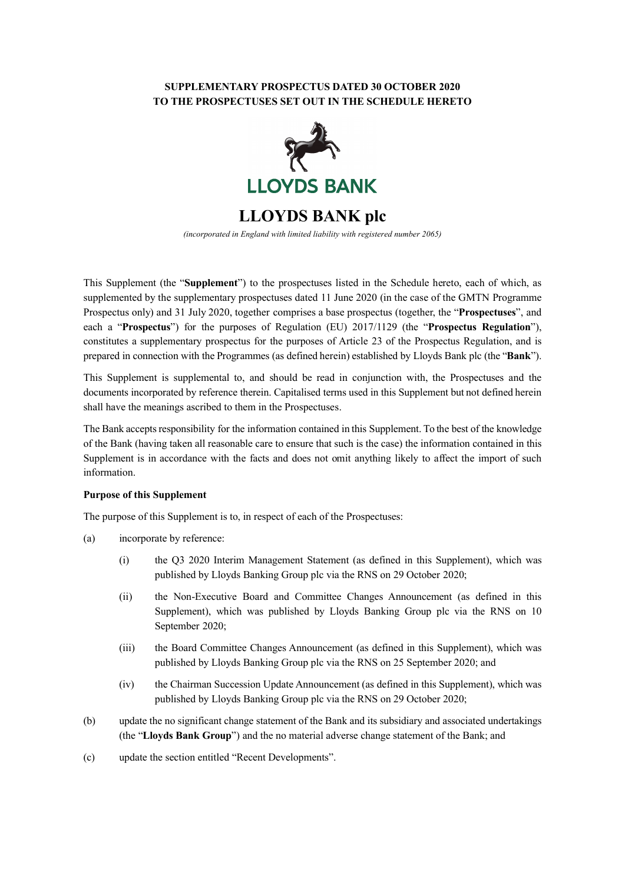**SUPPLEMENTARY PROSPECTUS DATED 30 OCTOBER 2020**
**TO THE PROSPECTUSES SET OUT IN THE SCHEDULE HERETO**

LLOYDS BANK

# LLOYDS BANK plc

*(incorporated in England with limited liability with registered number 2065)*

This Supplement (the "**Supplement**") to the prospectuses listed in the Schedule hereto, each of which, as supplemented by the supplementary prospectuses dated 11 June 2020 (in the case of the GMTN Programme Prospectus only) and 31 July 2020, together comprises a base prospectus (together, the "**Prospectuses**", and each a "**Prospectus**") for the purposes of Regulation (EU) 2017/1129 (the "**Prospectus Regulation**"), constitutes a supplementary prospectus for the purposes of Article 23 of the Prospectus Regulation, and is prepared in connection with the Programmes (as defined herein) established by Lloyds Bank plc (the "**Bank**").

This Supplement is supplemental to, and should be read in conjunction with, the Prospectuses and the documents incorporated by reference therein. Capitalised terms used in this Supplement but not defined herein shall have the meanings ascribed to them in the Prospectuses.

The Bank accepts responsibility for the information contained in this Supplement. To the best of the knowledge of the Bank (having taken all reasonable care to ensure that such is the case) the information contained in this Supplement is in accordance with the facts and does not omit anything likely to affect the import of such information.

**Purpose of this Supplement**

The purpose of this Supplement is to, in respect of each of the Prospectuses:

(a) incorporate by reference:

  (i) the Q3 2020 Interim Management Statement (as defined in this Supplement), which was published by Lloyds Banking Group plc via the RNS on 29 October 2020;

  (ii) the Non-Executive Board and Committee Changes Announcement (as defined in this Supplement), which was published by Lloyds Banking Group plc via the RNS on 10 September 2020;

  (iii) the Board Committee Changes Announcement (as defined in this Supplement), which was published by Lloyds Banking Group plc via the RNS on 25 September 2020; and

  (iv) the Chairman Succession Update Announcement (as defined in this Supplement), which was published by Lloyds Banking Group plc via the RNS on 29 October 2020;

(b) update the no significant change statement of the Bank and its subsidiary and associated undertakings (the "**Lloyds Bank Group**") and the no material adverse change statement of the Bank; and

(c) update the section entitled "Recent Developments".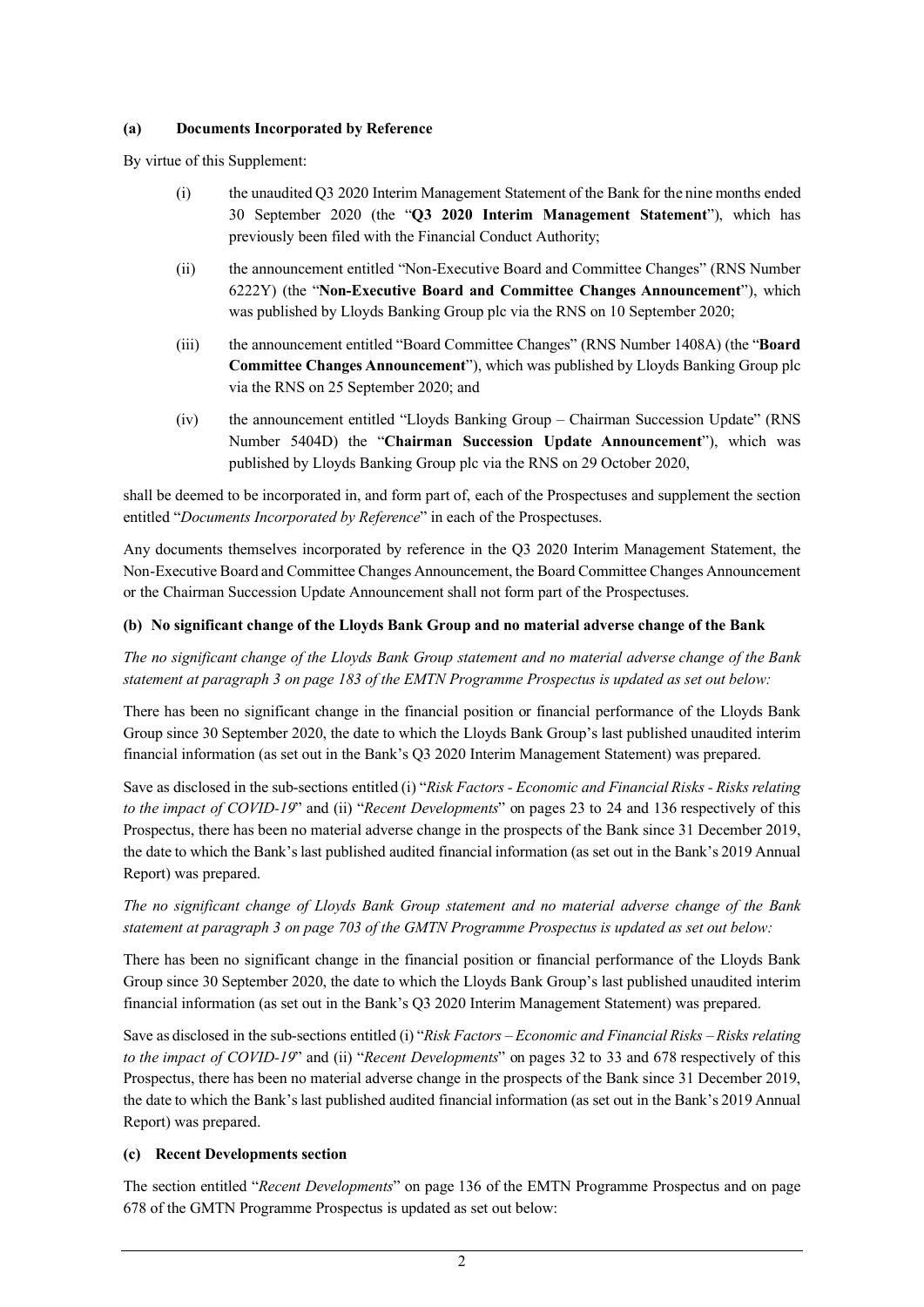#### (a) Documents Incorporated by Reference

By virtue of this Supplement:

(i) the unaudited Q3 2020 Interim Management Statement of the Bank for the nine months ended 30 September 2020 (the "**Q3 2020 Interim Management Statement**"), which has previously been filed with the Financial Conduct Authority;

(ii) the announcement entitled "Non-Executive Board and Committee Changes" (RNS Number 6222Y) (the "**Non-Executive Board and Committee Changes Announcement**"), which was published by Lloyds Banking Group plc via the RNS on 10 September 2020;

(iii) the announcement entitled "Board Committee Changes" (RNS Number 1408A) (the "**Board Committee Changes Announcement**"), which was published by Lloyds Banking Group plc via the RNS on 25 September 2020; and

(iv) the announcement entitled "Lloyds Banking Group – Chairman Succession Update" (RNS Number 5404D) the "**Chairman Succession Update Announcement**"), which was published by Lloyds Banking Group plc via the RNS on 29 October 2020,

shall be deemed to be incorporated in, and form part of, each of the Prospectuses and supplement the section entitled "*Documents Incorporated by Reference*" in each of the Prospectuses.

Any documents themselves incorporated by reference in the Q3 2020 Interim Management Statement, the Non-Executive Board and Committee Changes Announcement, the Board Committee Changes Announcement or the Chairman Succession Update Announcement shall not form part of the Prospectuses.

#### (b) No significant change of the Lloyds Bank Group and no material adverse change of the Bank

*The no significant change of the Lloyds Bank Group statement and no material adverse change of the Bank statement at paragraph 3 on page 183 of the EMTN Programme Prospectus is updated as set out below:*

There has been no significant change in the financial position or financial performance of the Lloyds Bank Group since 30 September 2020, the date to which the Lloyds Bank Group's last published unaudited interim financial information (as set out in the Bank's Q3 2020 Interim Management Statement) was prepared.

Save as disclosed in the sub-sections entitled (i) "*Risk Factors - Economic and Financial Risks - Risks relating to the impact of COVID-19*" and (ii) "*Recent Developments*" on pages 23 to 24 and 136 respectively of this Prospectus, there has been no material adverse change in the prospects of the Bank since 31 December 2019, the date to which the Bank's last published audited financial information (as set out in the Bank's 2019 Annual Report) was prepared.

*The no significant change of Lloyds Bank Group statement and no material adverse change of the Bank statement at paragraph 3 on page 703 of the GMTN Programme Prospectus is updated as set out below:*

There has been no significant change in the financial position or financial performance of the Lloyds Bank Group since 30 September 2020, the date to which the Lloyds Bank Group's last published unaudited interim financial information (as set out in the Bank's Q3 2020 Interim Management Statement) was prepared.

Save as disclosed in the sub-sections entitled (i) "*Risk Factors – Economic and Financial Risks – Risks relating to the impact of COVID-19*" and (ii) "*Recent Developments*" on pages 32 to 33 and 678 respectively of this Prospectus, there has been no material adverse change in the prospects of the Bank since 31 December 2019, the date to which the Bank's last published audited financial information (as set out in the Bank's 2019 Annual Report) was prepared.

#### (c) Recent Developments section

The section entitled "*Recent Developments*" on page 136 of the EMTN Programme Prospectus and on page 678 of the GMTN Programme Prospectus is updated as set out below: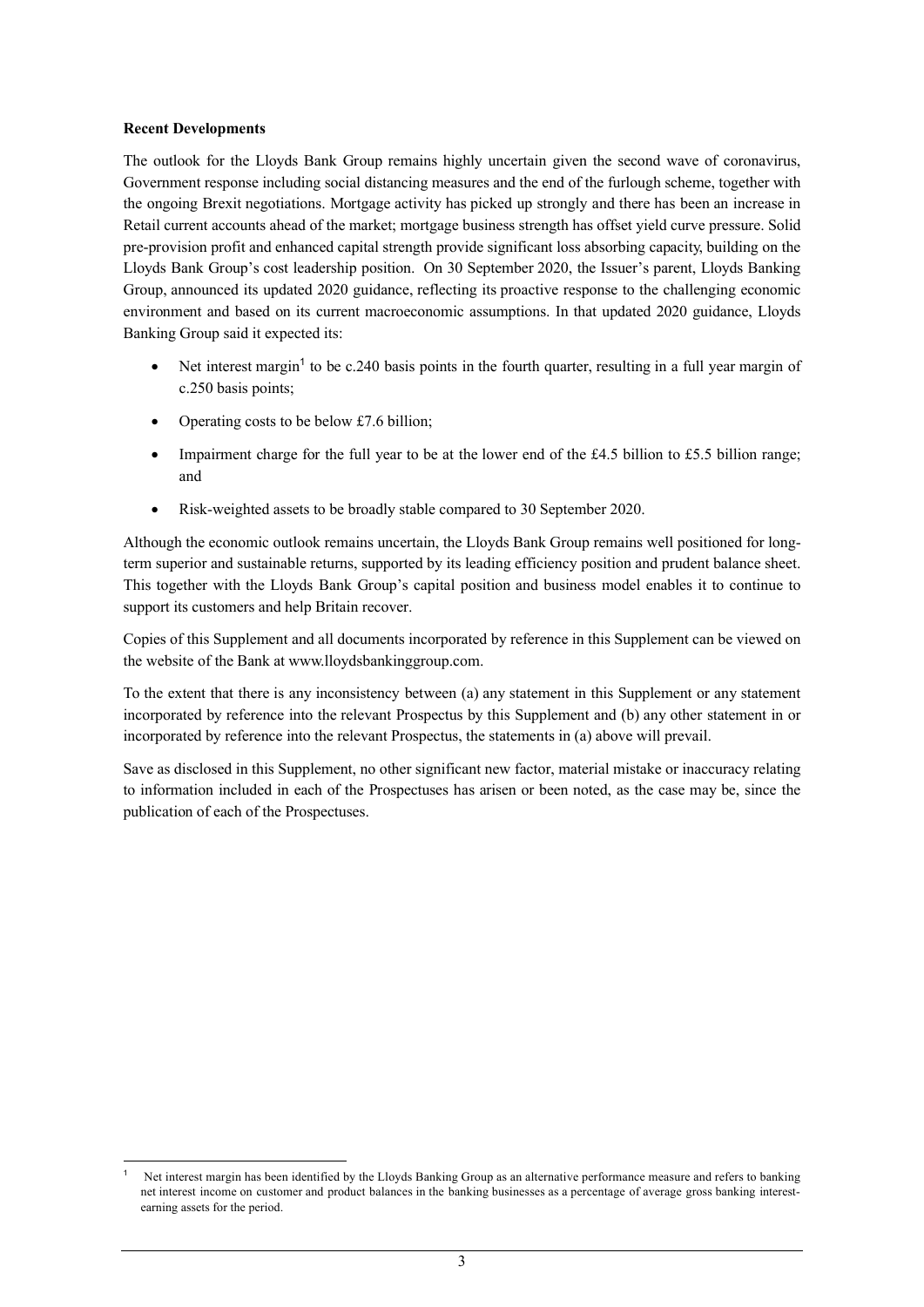**Recent Developments**

The outlook for the Lloyds Bank Group remains highly uncertain given the second wave of coronavirus, Government response including social distancing measures and the end of the furlough scheme, together with the ongoing Brexit negotiations. Mortgage activity has picked up strongly and there has been an increase in Retail current accounts ahead of the market; mortgage business strength has offset yield curve pressure. Solid pre-provision profit and enhanced capital strength provide significant loss absorbing capacity, building on the Lloyds Bank Group's cost leadership position. On 30 September 2020, the Issuer's parent, Lloyds Banking Group, announced its updated 2020 guidance, reflecting its proactive response to the challenging economic environment and based on its current macroeconomic assumptions. In that updated 2020 guidance, Lloyds Banking Group said it expected its:

- Net interest margin[1] to be c.240 basis points in the fourth quarter, resulting in a full year margin of c.250 basis points;
- Operating costs to be below £7.6 billion;
- Impairment charge for the full year to be at the lower end of the £4.5 billion to £5.5 billion range; and
- Risk-weighted assets to be broadly stable compared to 30 September 2020.

Although the economic outlook remains uncertain, the Lloyds Bank Group remains well positioned for long-term superior and sustainable returns, supported by its leading efficiency position and prudent balance sheet. This together with the Lloyds Bank Group's capital position and business model enables it to continue to support its customers and help Britain recover.

Copies of this Supplement and all documents incorporated by reference in this Supplement can be viewed on the website of the Bank at www.lloydsbankinggroup.com.

To the extent that there is any inconsistency between (a) any statement in this Supplement or any statement incorporated by reference into the relevant Prospectus by this Supplement and (b) any other statement in or incorporated by reference into the relevant Prospectus, the statements in (a) above will prevail.

Save as disclosed in this Supplement, no other significant new factor, material mistake or inaccuracy relating to information included in each of the Prospectuses has arisen or been noted, as the case may be, since the publication of each of the Prospectuses.

---

[1] Net interest margin has been identified by the Lloyds Banking Group as an alternative performance measure and refers to banking net interest income on customer and product balances in the banking businesses as a percentage of average gross banking interest-earning assets for the period.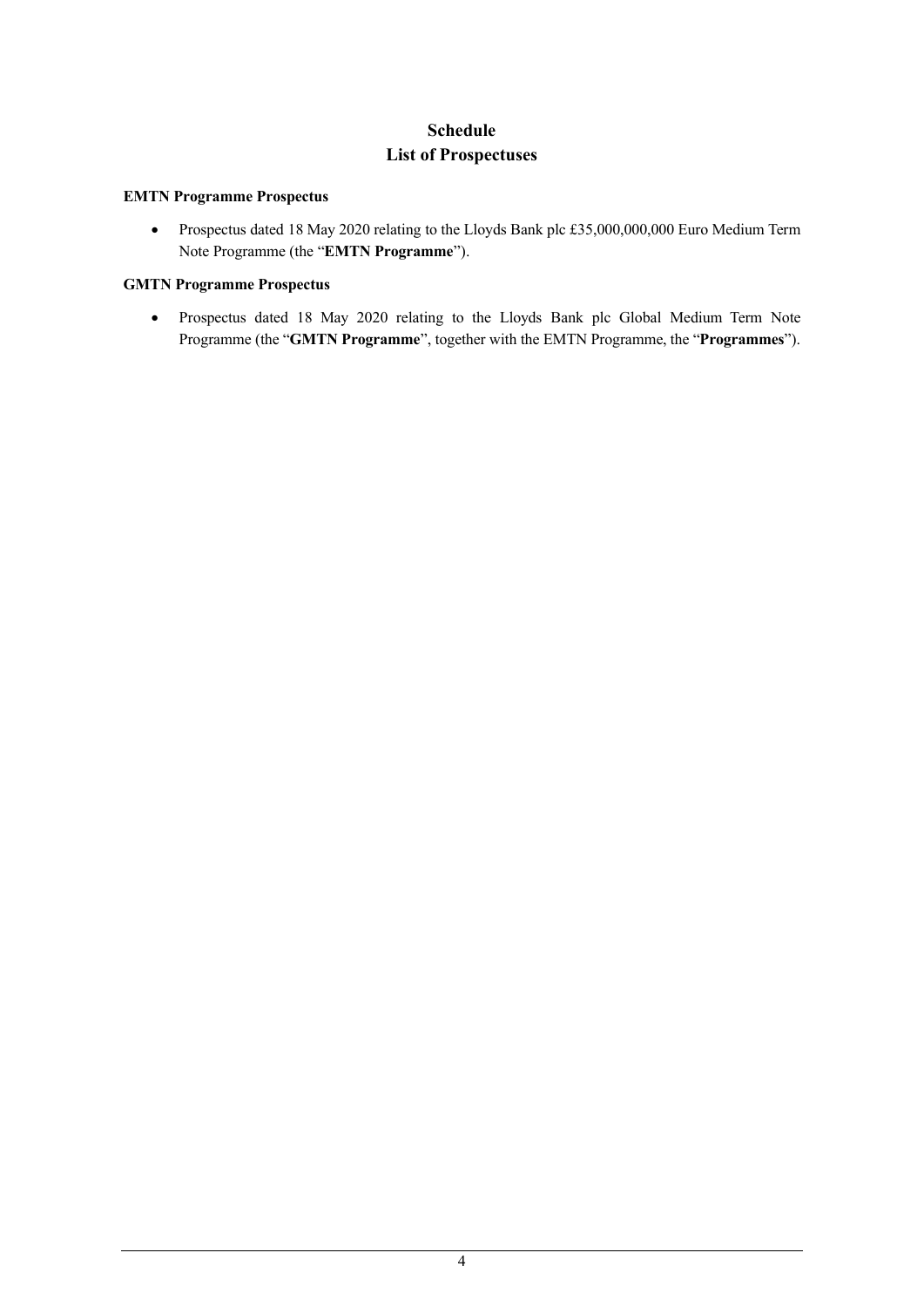# Schedule
# List of Prospectuses

**EMTN Programme Prospectus**

- Prospectus dated 18 May 2020 relating to the Lloyds Bank plc £35,000,000,000 Euro Medium Term Note Programme (the "**EMTN Programme**").

**GMTN Programme Prospectus**

- Prospectus dated 18 May 2020 relating to the Lloyds Bank plc Global Medium Term Note Programme (the "**GMTN Programme**", together with the EMTN Programme, the "**Programmes**").